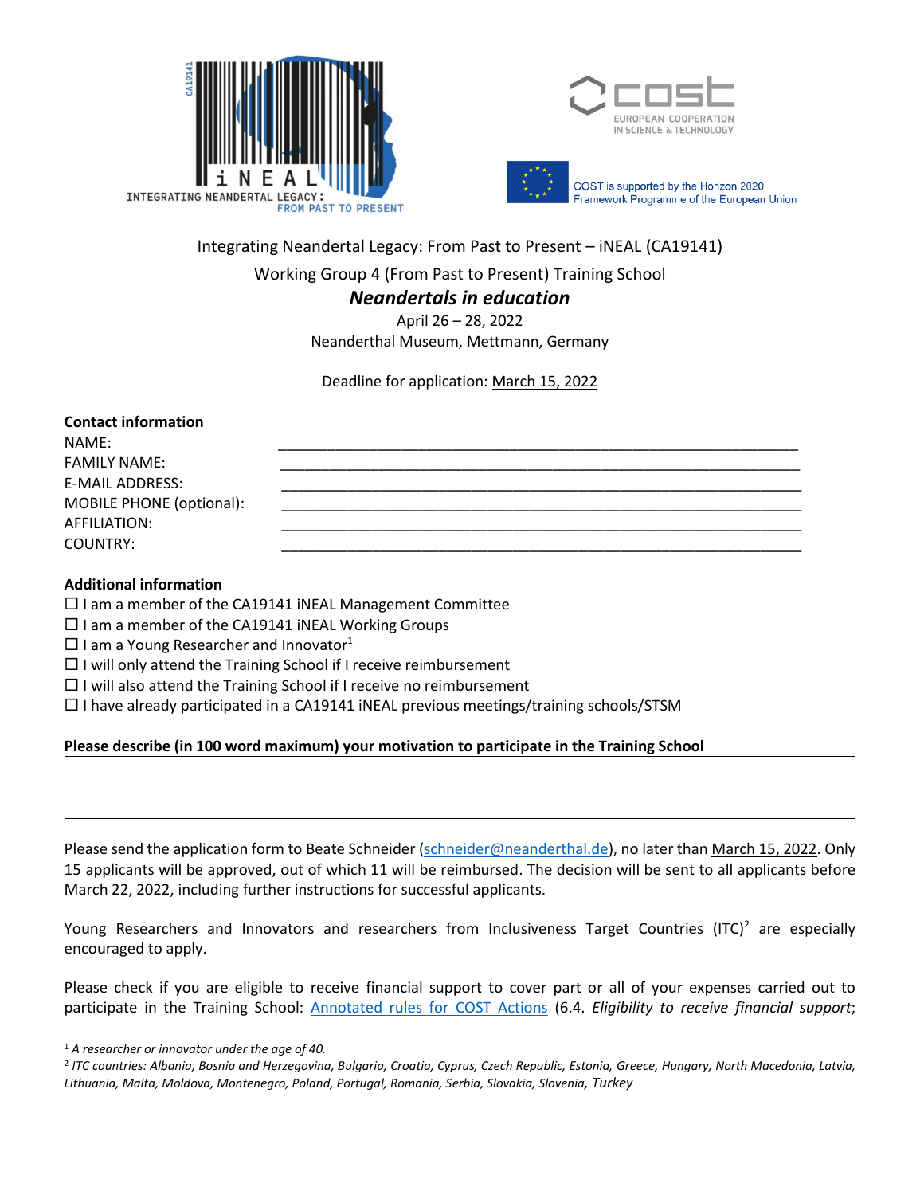INTEGRATING NEANDERTAL LEGACY: FROM PAST TO PRESENT

COST is supported by the Horizon 2020 Framework Programme of the European Union

Integrating Neandertal Legacy: From Past to Present – iNEAL (CA19141)

Working Group 4 (From Past to Present) Training School

***Neandertals in education***

April 26 – 28, 2022

Neanderthal Museum, Mettmann, Germany

Deadline for application: March 15, 2022

**Contact information**

NAME: ______________________________________________

FAMILY NAME: ______________________________________________

E-MAIL ADDRESS: ______________________________________________

MOBILE PHONE (optional): ______________________________________________

AFFILIATION: ______________________________________________

COUNTRY: ______________________________________________

**Additional information**

☐ I am a member of the CA19141 iNEAL Management Committee
☐ I am a member of the CA19141 iNEAL Working Groups
☐ I am a Young Researcher and Innovator[1]
☐ I will only attend the Training School if I receive reimbursement
☐ I will also attend the Training School if I receive no reimbursement
☐ I have already participated in a CA19141 iNEAL previous meetings/training schools/STSM

**Please describe (in 100 word maximum) your motivation to participate in the Training School**

| |
|---|
| |

Please send the application form to Beate Schneider (schneider@neanderthal.de), no later than March 15, 2022. Only 15 applicants will be approved, out of which 11 will be reimbursed. The decision will be sent to all applicants before March 22, 2022, including further instructions for successful applicants.

Young Researchers and Innovators and researchers from Inclusiveness Target Countries (ITC)[2] are especially encouraged to apply.

Please check if you are eligible to receive financial support to cover part or all of your expenses carried out to participate in the Training School: Annotated rules for COST Actions (6.4. *Eligibility to receive financial support*;

---

[1] *A researcher or innovator under the age of 40.*

[2] *ITC countries: Albania, Bosnia and Herzegovina, Bulgaria, Croatia, Cyprus, Czech Republic, Estonia, Greece, Hungary, North Macedonia, Latvia, Lithuania, Malta, Moldova, Montenegro, Poland, Portugal, Romania, Serbia, Slovakia, Slovenia, Turkey*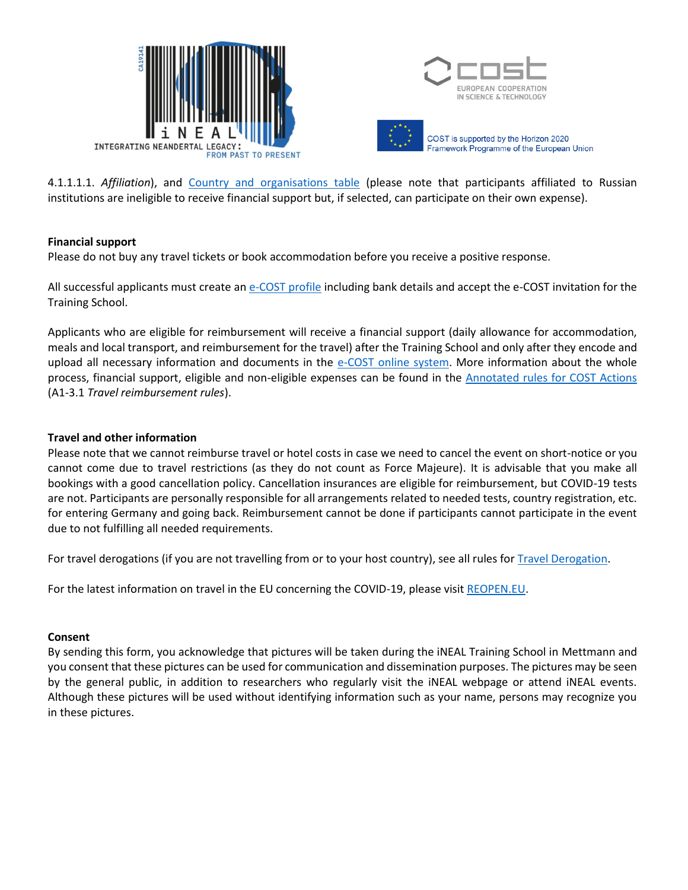4.1.1.1.1. *Affiliation*), and Country and organisations table (please note that participants affiliated to Russian institutions are ineligible to receive financial support but, if selected, can participate on their own expense).

**Financial support**

Please do not buy any travel tickets or book accommodation before you receive a positive response.

All successful applicants must create an e-COST profile including bank details and accept the e-COST invitation for the Training School.

Applicants who are eligible for reimbursement will receive a financial support (daily allowance for accommodation, meals and local transport, and reimbursement for the travel) after the Training School and only after they encode and upload all necessary information and documents in the e-COST online system. More information about the whole process, financial support, eligible and non-eligible expenses can be found in the Annotated rules for COST Actions (A1-3.1 *Travel reimbursement rules*).

**Travel and other information**

Please note that we cannot reimburse travel or hotel costs in case we need to cancel the event on short-notice or you cannot come due to travel restrictions (as they do not count as Force Majeure). It is advisable that you make all bookings with a good cancellation policy. Cancellation insurances are eligible for reimbursement, but COVID-19 tests are not. Participants are personally responsible for all arrangements related to needed tests, country registration, etc. for entering Germany and going back. Reimbursement cannot be done if participants cannot participate in the event due to not fulfilling all needed requirements.

For travel derogations (if you are not travelling from or to your host country), see all rules for Travel Derogation.

For the latest information on travel in the EU concerning the COVID-19, please visit REOPEN.EU.

**Consent**

By sending this form, you acknowledge that pictures will be taken during the iNEAL Training School in Mettmann and you consent that these pictures can be used for communication and dissemination purposes. The pictures may be seen by the general public, in addition to researchers who regularly visit the iNEAL webpage or attend iNEAL events. Although these pictures will be used without identifying information such as your name, persons may recognize you in these pictures.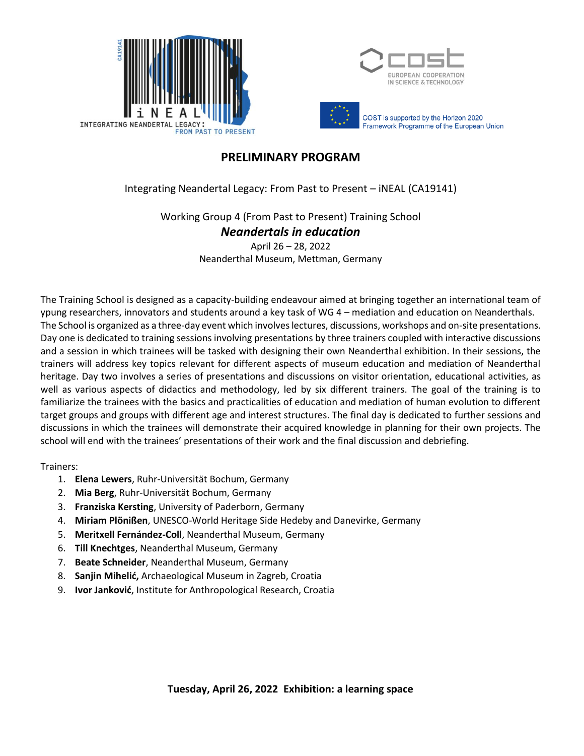**PRELIMINARY PROGRAM**

Integrating Neandertal Legacy: From Past to Present – iNEAL (CA19141)

Working Group 4 (From Past to Present) Training School

***Neandertals in education***

April 26 – 28, 2022

Neanderthal Museum, Mettman, Germany

The Training School is designed as a capacity-building endeavour aimed at bringing together an international team of ypung researchers, innovators and students around a key task of WG 4 – mediation and education on Neanderthals. The School is organized as a three-day event which involves lectures, discussions, workshops and on-site presentations. Day one is dedicated to training sessions involving presentations by three trainers coupled with interactive discussions and a session in which trainees will be tasked with designing their own Neanderthal exhibition. In their sessions, the trainers will address key topics relevant for different aspects of museum education and mediation of Neanderthal heritage. Day two involves a series of presentations and discussions on visitor orientation, educational activities, as well as various aspects of didactics and methodology, led by six different trainers. The goal of the training is to familiarize the trainees with the basics and practicalities of education and mediation of human evolution to different target groups and groups with different age and interest structures. The final day is dedicated to further sessions and discussions in which the trainees will demonstrate their acquired knowledge in planning for their own projects. The school will end with the trainees' presentations of their work and the final discussion and debriefing.

Trainers:

1. **Elena Lewers**, Ruhr-Universität Bochum, Germany
2. **Mia Berg**, Ruhr-Universität Bochum, Germany
3. **Franziska Kersting**, University of Paderborn, Germany
4. **Miriam Plönißen**, UNESCO-World Heritage Side Hedeby and Danevirke, Germany
5. **Meritxell Fernández-Coll**, Neanderthal Museum, Germany
6. **Till Knechtges**, Neanderthal Museum, Germany
7. **Beate Schneider**, Neanderthal Museum, Germany
8. **Sanjin Mihelić,** Archaeological Museum in Zagreb, Croatia
9. **Ivor Janković**, Institute for Anthropological Research, Croatia

**Tuesday, April 26, 2022  Exhibition: a learning space**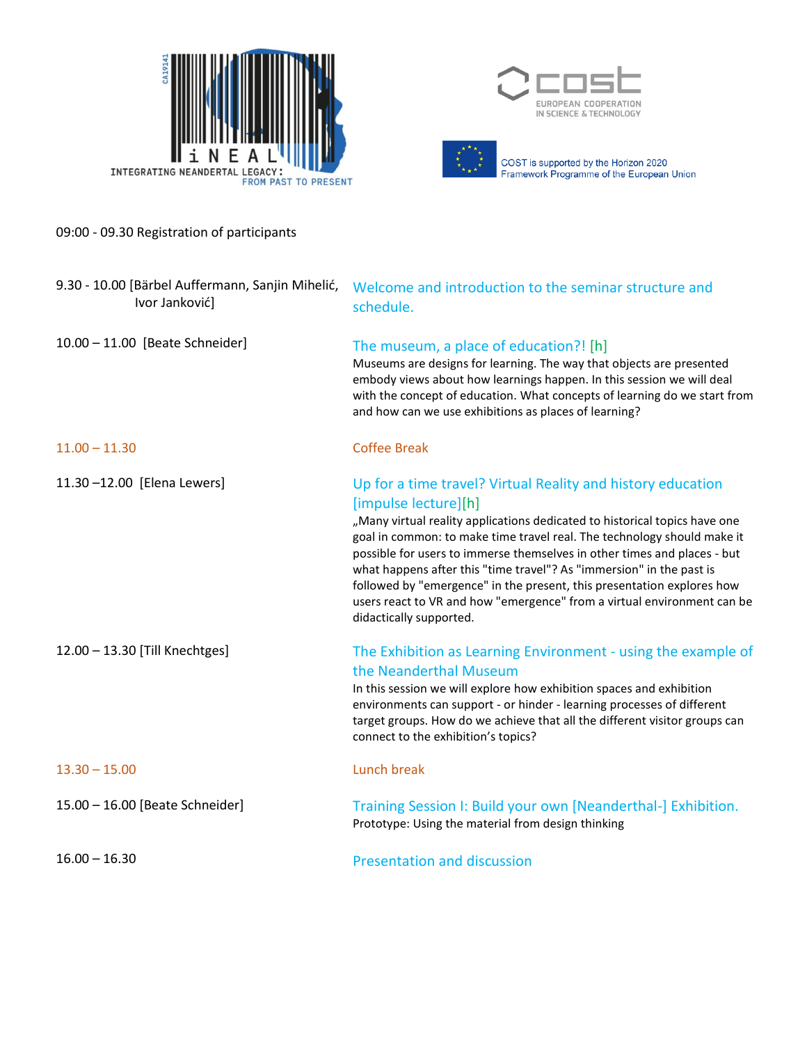iNEAL INTEGRATING NEANDERTAL LEGACY: FROM PAST TO PRESENT

COST EUROPEAN COOPERATION IN SCIENCE & TECHNOLOGY

COST is supported by the Horizon 2020 Framework Programme of the European Union

| | |
|---|---|
| 09:00 - 09.30 Registration of participants | |
| 9.30 - 10.00 [Bärbel Auffermann, Sanjin Mihelić, Ivor Janković] | Welcome and introduction to the seminar structure and schedule. |
| 10.00 – 11.00 [Beate Schneider] | **The museum, a place of education?! [h]**<br>Museums are designs for learning. The way that objects are presented embody views about how learnings happen. In this session we will deal with the concept of education. What concepts of learning do we start from and how can we use exhibitions as places of learning? |
| 11.00 – 11.30 | Coffee Break |
| 11.30 –12.00 [Elena Lewers] | **Up for a time travel? Virtual Reality and history education [impulse lecture][h]**<br>„Many virtual reality applications dedicated to historical topics have one goal in common: to make time travel real. The technology should make it possible for users to immerse themselves in other times and places - but what happens after this "time travel"? As "immersion" in the past is followed by "emergence" in the present, this presentation explores how users react to VR and how "emergence" from a virtual environment can be didactically supported. |
| 12.00 – 13.30 [Till Knechtges] | **The Exhibition as Learning Environment - using the example of the Neanderthal Museum**<br>In this session we will explore how exhibition spaces and exhibition environments can support - or hinder - learning processes of different target groups. How do we achieve that all the different visitor groups can connect to the exhibition's topics? |
| 13.30 – 15.00 | Lunch break |
| 15.00 – 16.00 [Beate Schneider] | **Training Session I: Build your own [Neanderthal-] Exhibition.**<br>Prototype: Using the material from design thinking |
| 16.00 – 16.30 | Presentation and discussion |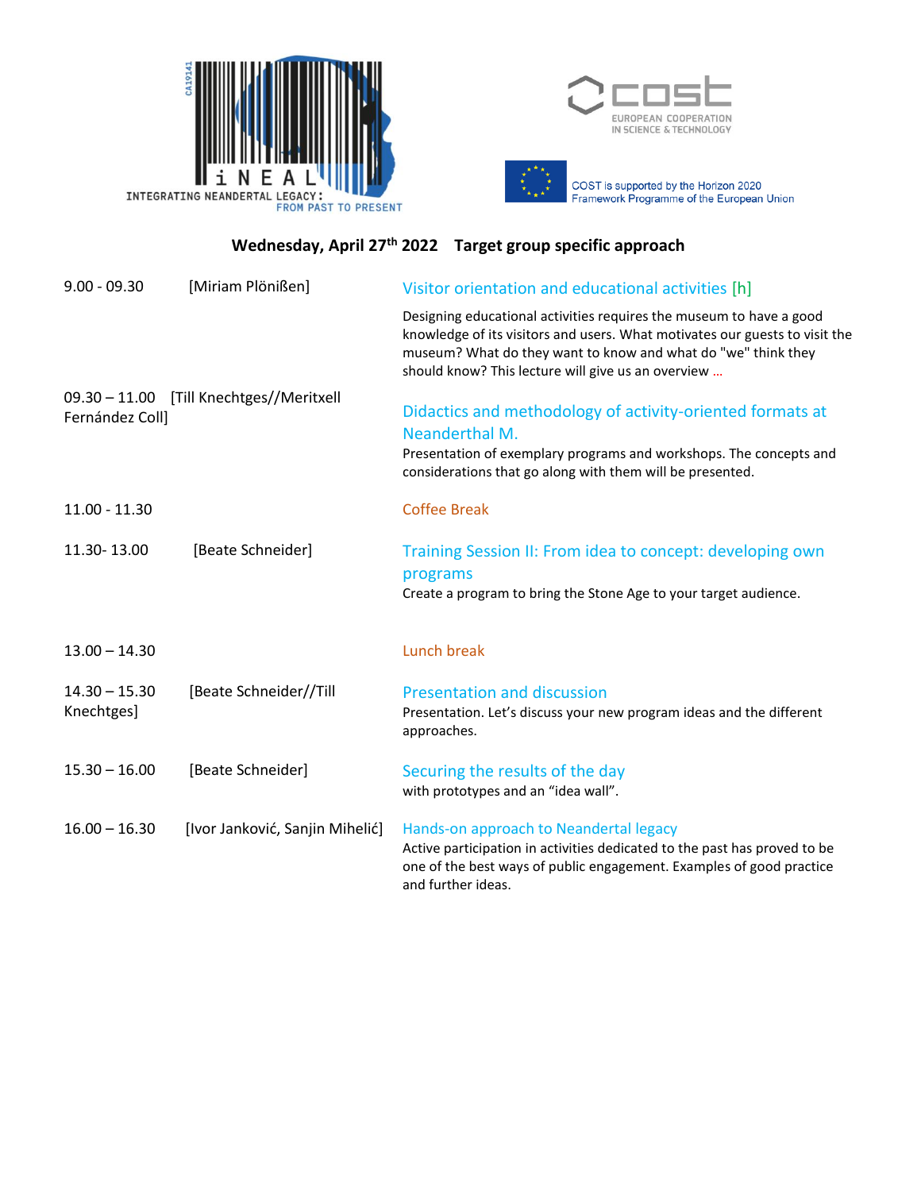iNEAL
INTEGRATING NEANDERTAL LEGACY:
FROM PAST TO PRESENT

cost
EUROPEAN COOPERATION
IN SCIENCE & TECHNOLOGY

COST is supported by the Horizon 2020 Framework Programme of the European Union

## Wednesday, April 27th 2022 Target group specific approach

| Time | Speaker | Session |
|---|---|---|
| 9.00 - 09.30 | [Miriam Plönißen] | **Visitor orientation and educational activities [h]**<br>Designing educational activities requires the museum to have a good knowledge of its visitors and users. What motivates our guests to visit the museum? What do they want to know and what do "we" think they should know? This lecture will give us an overview … |
| 09.30 – 11.00 | [Till Knechtges//Meritxell Fernández Coll] | **Didactics and methodology of activity-oriented formats at Neanderthal M.**<br>Presentation of exemplary programs and workshops. The concepts and considerations that go along with them will be presented. |
| 11.00 - 11.30 | | Coffee Break |
| 11.30- 13.00 | [Beate Schneider] | **Training Session II: From idea to concept: developing own programs**<br>Create a program to bring the Stone Age to your target audience. |
| 13.00 – 14.30 | | Lunch break |
| 14.30 – 15.30 | [Beate Schneider//Till Knechtges] | **Presentation and discussion**<br>Presentation. Let's discuss your new program ideas and the different approaches. |
| 15.30 – 16.00 | [Beate Schneider] | **Securing the results of the day**<br>with prototypes and an "idea wall". |
| 16.00 – 16.30 | [Ivor Janković, Sanjin Mihelić] | **Hands-on approach to Neandertal legacy**<br>Active participation in activities dedicated to the past has proved to be one of the best ways of public engagement. Examples of good practice and further ideas. |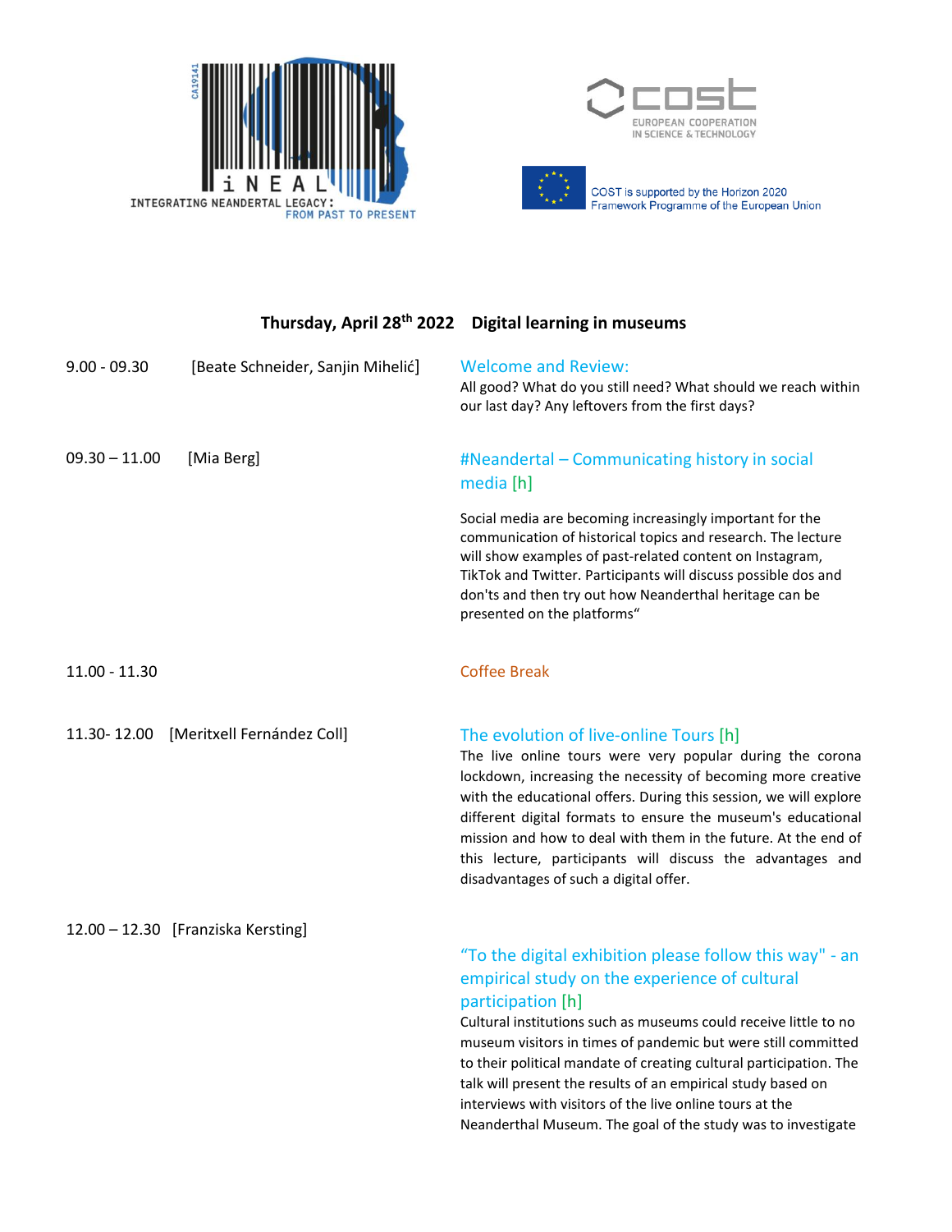iNEAL INTEGRATING NEANDERTAL LEGACY: FROM PAST TO PRESENT

COST EUROPEAN COOPERATION IN SCIENCE & TECHNOLOGY

COST is supported by the Horizon 2020 Framework Programme of the European Union

## Thursday, April 28th 2022 Digital learning in museums

**9.00 - 09.30** [Beate Schneider, Sanjin Mihelić]

**Welcome and Review:**

All good? What do you still need? What should we reach within our last day? Any leftovers from the first days?

**09.30 – 11.00** [Mia Berg]

**#Neandertal – Communicating history in social media [h]**

Social media are becoming increasingly important for the communication of historical topics and research. The lecture will show examples of past-related content on Instagram, TikTok and Twitter. Participants will discuss possible dos and don'ts and then try out how Neanderthal heritage can be presented on the platforms"

**11.00 - 11.30**

**Coffee Break**

**11.30- 12.00** [Meritxell Fernández Coll]

**The evolution of live-online Tours [h]**

The live online tours were very popular during the corona lockdown, increasing the necessity of becoming more creative with the educational offers. During this session, we will explore different digital formats to ensure the museum's educational mission and how to deal with them in the future. At the end of this lecture, participants will discuss the advantages and disadvantages of such a digital offer.

**12.00 – 12.30** [Franziska Kersting]

**"To the digital exhibition please follow this way" - an empirical study on the experience of cultural participation [h]**

Cultural institutions such as museums could receive little to no museum visitors in times of pandemic but were still committed to their political mandate of creating cultural participation. The talk will present the results of an empirical study based on interviews with visitors of the live online tours at the Neanderthal Museum. The goal of the study was to investigate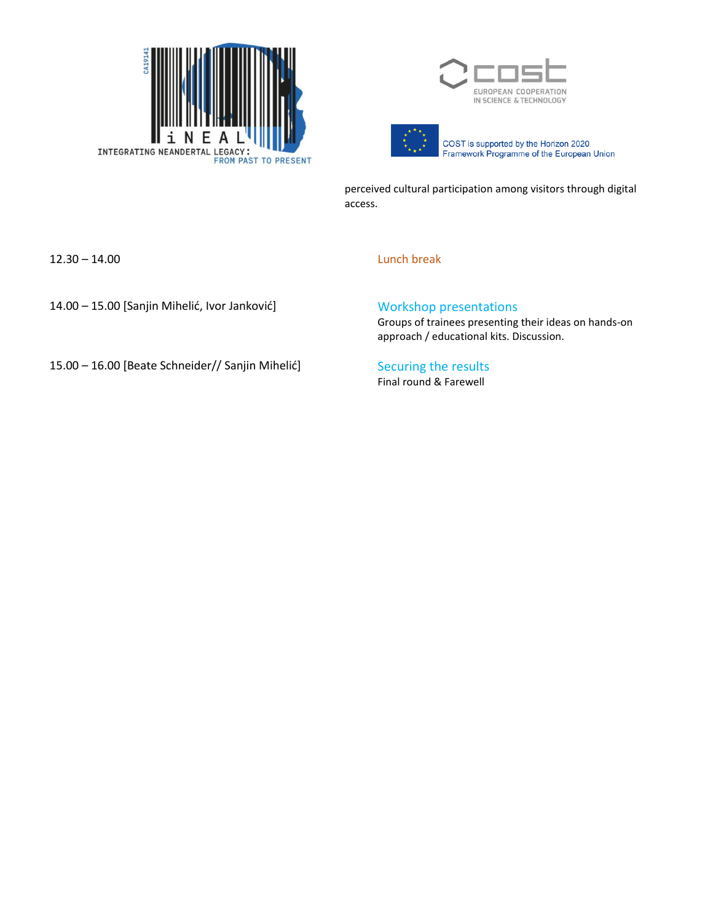perceived cultural participation among visitors through digital access.

| | |
|---|---|
| 12.30 – 14.00 | Lunch break |
| 14.00 – 15.00 [Sanjin Mihelić, Ivor Janković] | **Workshop presentations**<br>Groups of trainees presenting their ideas on hands-on approach / educational kits. Discussion. |
| 15.00 – 16.00 [Beate Schneider// Sanjin Mihelić] | **Securing the results**<br>Final round & Farewell |